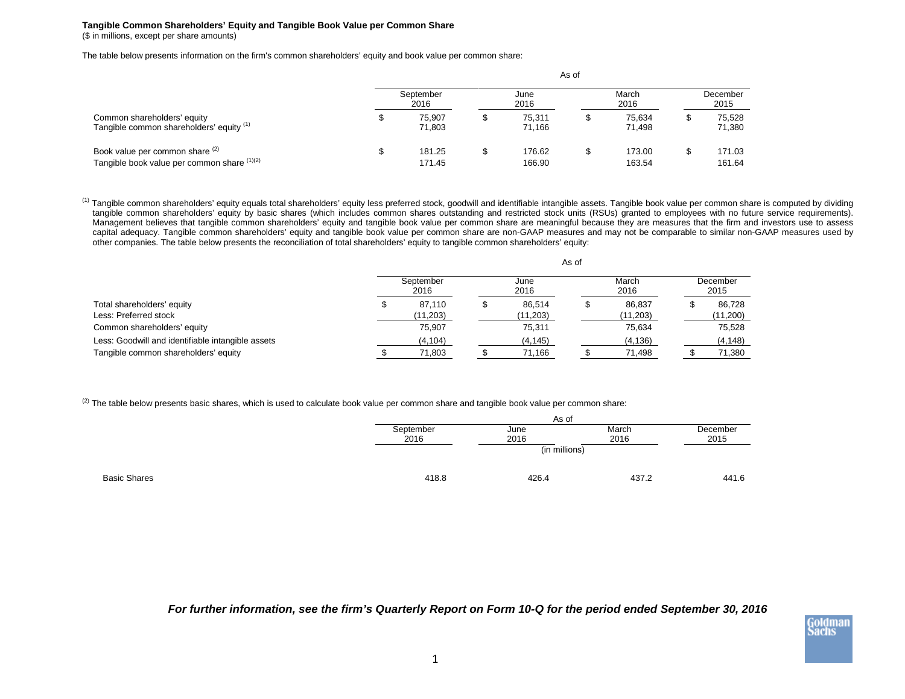**Tangible Common Shareholders' Equity and Tangible Book Value per Common Share**

($ in millions, except per share amounts)

The table below presents information on the firm's common shareholders' equity and book value per common share:

| | As of | | | |
|---|---|---|---|---|
| | September 2016 | June 2016 | March 2016 | December 2015 |
| Common shareholders' equity | $ 75,907 | $ 75,311 | $ 75,634 | $ 75,528 |
| Tangible common shareholders' equity [(1)] | 71,803 | 71,166 | 71,498 | 71,380 |
| Book value per common share [(2)] | $ 181.25 | $ 176.62 | $ 173.00 | $ 171.03 |
| Tangible book value per common share [(1)(2)] | 171.45 | 166.90 | 163.54 | 161.64 |

[(1)] Tangible common shareholders' equity equals total shareholders' equity less preferred stock, goodwill and identifiable intangible assets. Tangible book value per common share is computed by dividing tangible common shareholders' equity by basic shares (which includes common shares outstanding and restricted stock units (RSUs) granted to employees with no future service requirements). Management believes that tangible common shareholders' equity and tangible book value per common share are meaningful because they are measures that the firm and investors use to assess capital adequacy. Tangible common shareholders' equity and tangible book value per common share are non-GAAP measures and may not be comparable to similar non-GAAP measures used by other companies. The table below presents the reconciliation of total shareholders' equity to tangible common shareholders' equity:

| | As of | | | |
|---|---|---|---|---|
| | September 2016 | June 2016 | March 2016 | December 2015 |
| Total shareholders' equity | $ 87,110 | $ 86,514 | $ 86,837 | $ 86,728 |
| Less: Preferred stock | (11,203) | (11,203) | (11,203) | (11,200) |
| Common shareholders' equity | 75,907 | 75,311 | 75,634 | 75,528 |
| Less: Goodwill and identifiable intangible assets | (4,104) | (4,145) | (4,136) | (4,148) |
| Tangible common shareholders' equity | $ 71,803 | $ 71,166 | $ 71,498 | $ 71,380 |

[(2)] The table below presents basic shares, which is used to calculate book value per common share and tangible book value per common share:

| | As of | | | |
|---|---|---|---|---|
| | September 2016 | June 2016 | March 2016 | December 2015 |
| | (in millions) | | | |
| Basic Shares | 418.8 | 426.4 | 437.2 | 441.6 |

***For further information, see the firm's Quarterly Report on Form 10-Q for the period ended September 30, 2016***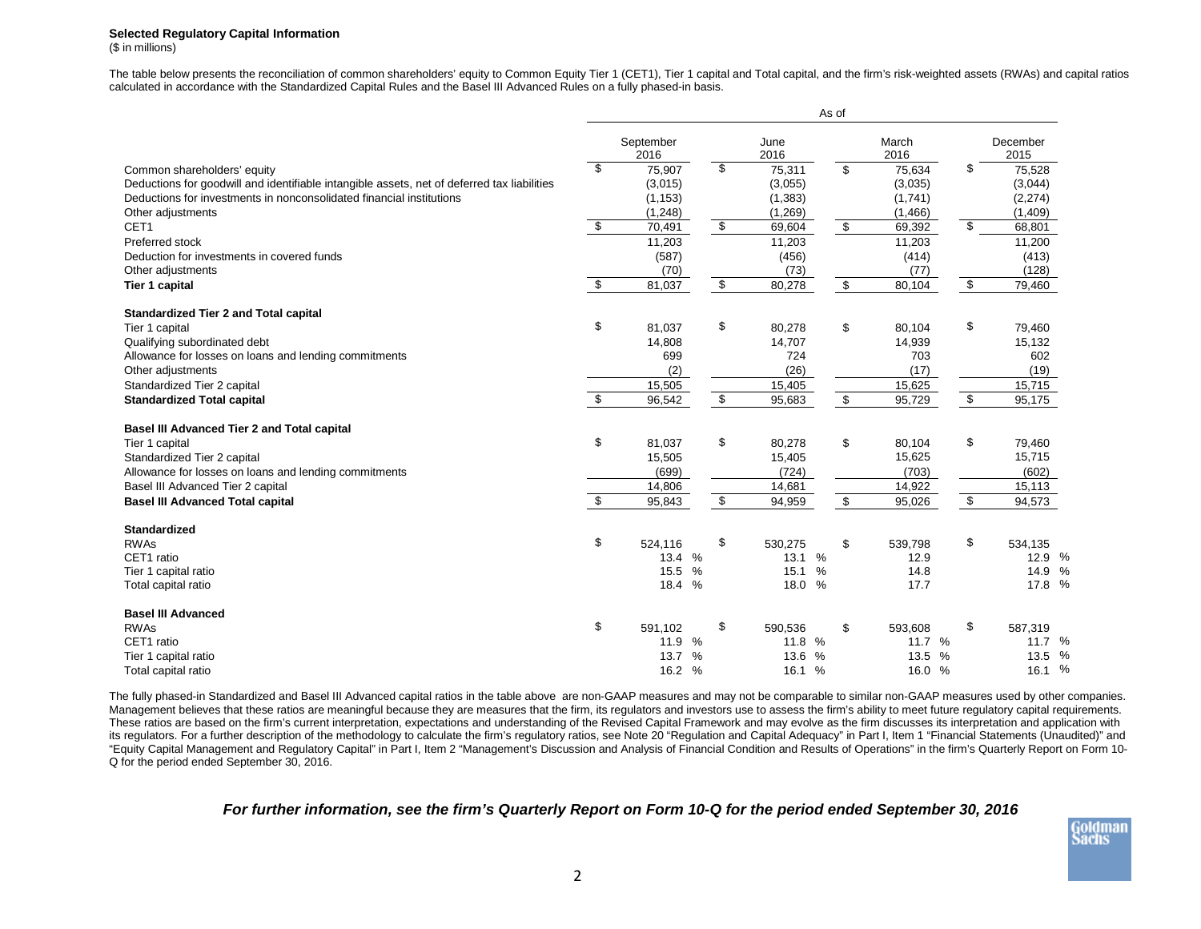**Selected Regulatory Capital Information**
($ in millions)

The table below presents the reconciliation of common shareholders' equity to Common Equity Tier 1 (CET1), Tier 1 capital and Total capital, and the firm's risk-weighted assets (RWAs) and capital ratios calculated in accordance with the Standardized Capital Rules and the Basel III Advanced Rules on a fully phased-in basis.

| | As of | | | |
|---|---|---|---|---|
| | September 2016 | June 2016 | March 2016 | December 2015 |
| Common shareholders' equity | $ 75,907 | $ 75,311 | $ 75,634 | $ 75,528 |
| Deductions for goodwill and identifiable intangible assets, net of deferred tax liabilities | (3,015) | (3,055) | (3,035) | (3,044) |
| Deductions for investments in nonconsolidated financial institutions | (1,153) | (1,383) | (1,741) | (2,274) |
| Other adjustments | (1,248) | (1,269) | (1,466) | (1,409) |
| CET1 | $ 70,491 | $ 69,604 | $ 69,392 | $ 68,801 |
| Preferred stock | 11,203 | 11,203 | 11,203 | 11,200 |
| Deduction for investments in covered funds | (587) | (456) | (414) | (413) |
| Other adjustments | (70) | (73) | (77) | (128) |
| **Tier 1 capital** | $ 81,037 | $ 80,278 | $ 80,104 | $ 79,460 |
| **Standardized Tier 2 and Total capital** | | | | |
| Tier 1 capital | $ 81,037 | $ 80,278 | $ 80,104 | $ 79,460 |
| Qualifying subordinated debt | 14,808 | 14,707 | 14,939 | 15,132 |
| Allowance for losses on loans and lending commitments | 699 | 724 | 703 | 602 |
| Other adjustments | (2) | (26) | (17) | (19) |
| Standardized Tier 2 capital | 15,505 | 15,405 | 15,625 | 15,715 |
| **Standardized Total capital** | $ 96,542 | $ 95,683 | $ 95,729 | $ 95,175 |
| **Basel III Advanced Tier 2 and Total capital** | | | | |
| Tier 1 capital | $ 81,037 | $ 80,278 | $ 80,104 | $ 79,460 |
| Standardized Tier 2 capital | 15,505 | 15,405 | 15,625 | 15,715 |
| Allowance for losses on loans and lending commitments | (699) | (724) | (703) | (602) |
| Basel III Advanced Tier 2 capital | 14,806 | 14,681 | 14,922 | 15,113 |
| **Basel III Advanced Total capital** | $ 95,843 | $ 94,959 | $ 95,026 | $ 94,573 |
| **Standardized** | | | | |
| RWAs | $ 524,116 | $ 530,275 | $ 539,798 | $ 534,135 |
| CET1 ratio | 13.4 % | 13.1 % | 12.9 | 12.9 % |
| Tier 1 capital ratio | 15.5 % | 15.1 % | 14.8 | 14.9 % |
| Total capital ratio | 18.4 % | 18.0 % | 17.7 | 17.8 % |
| **Basel III Advanced** | | | | |
| RWAs | $ 591,102 | $ 590,536 | $ 593,608 | $ 587,319 |
| CET1 ratio | 11.9 % | 11.8 % | 11.7 % | 11.7 % |
| Tier 1 capital ratio | 13.7 % | 13.6 % | 13.5 % | 13.5 % |
| Total capital ratio | 16.2 % | 16.1 % | 16.0 % | 16.1 % |

The fully phased-in Standardized and Basel III Advanced capital ratios in the table above are non-GAAP measures and may not be comparable to similar non-GAAP measures used by other companies. Management believes that these ratios are meaningful because they are measures that the firm, its regulators and investors use to assess the firm's ability to meet future regulatory capital requirements. These ratios are based on the firm's current interpretation, expectations and understanding of the Revised Capital Framework and may evolve as the firm discusses its interpretation and application with its regulators. For a further description of the methodology to calculate the firm's regulatory ratios, see Note 20 "Regulation and Capital Adequacy" in Part I, Item 1 "Financial Statements (Unaudited)" and "Equity Capital Management and Regulatory Capital" in Part I, Item 2 "Management's Discussion and Analysis of Financial Condition and Results of Operations" in the firm's Quarterly Report on Form 10-Q for the period ended September 30, 2016.

***For further information, see the firm's Quarterly Report on Form 10-Q for the period ended September 30, 2016***